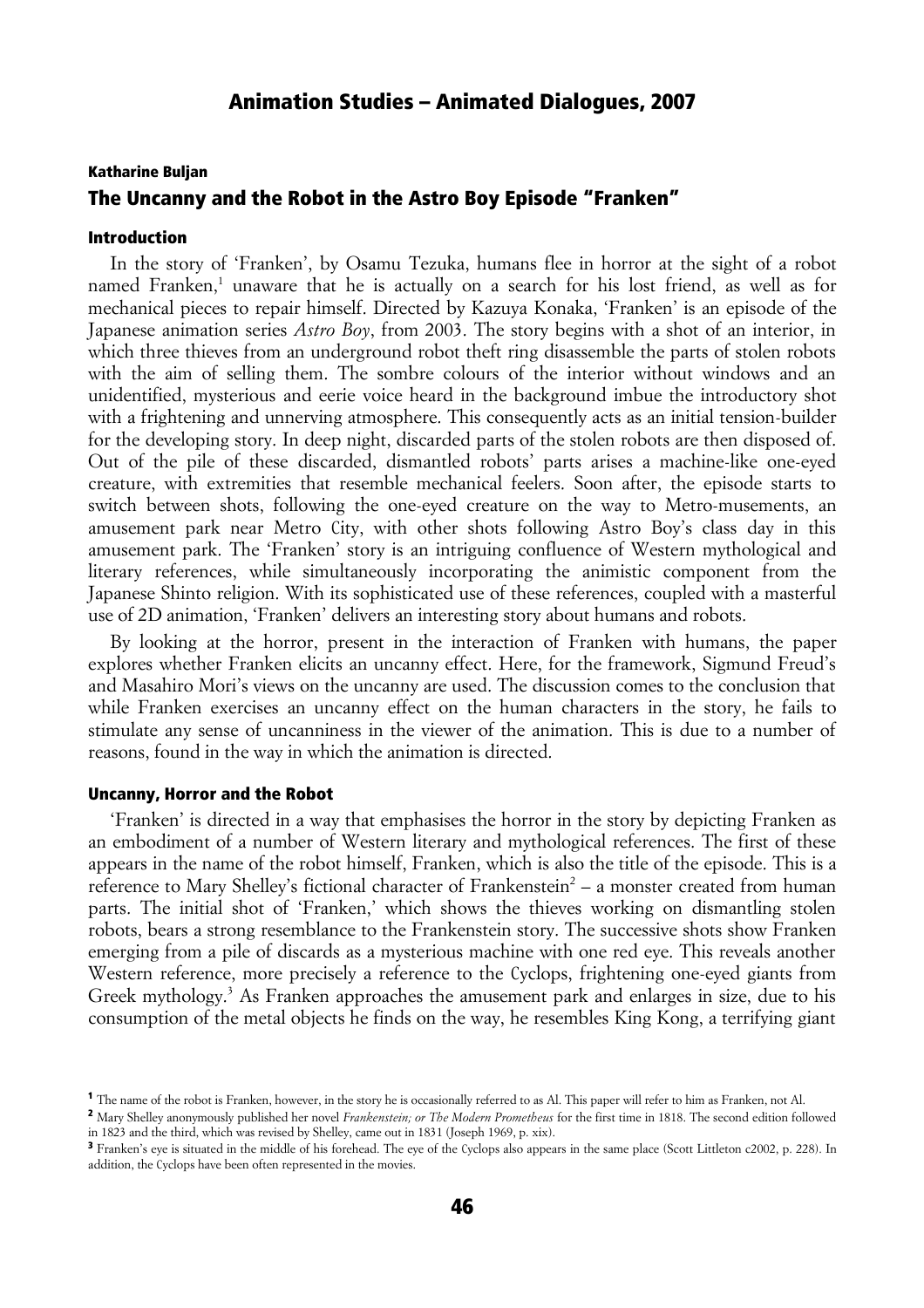# Animation Studies – Animated Dialogues, 2007

## Katharine Buljan

## The Uncanny and the Robot in the Astro Boy Episode "Franken"

### Introduction

In the story of 'Franken', by Osamu Tezuka, humans flee in horror at the sight of a robot named Franken,[1] unaware that he is actually on a search for his lost friend, as well as for mechanical pieces to repair himself. Directed by Kazuya Konaka, 'Franken' is an episode of the Japanese animation series *Astro Boy*, from 2003. The story begins with a shot of an interior, in which three thieves from an underground robot theft ring disassemble the parts of stolen robots with the aim of selling them. The sombre colours of the interior without windows and an unidentified, mysterious and eerie voice heard in the background imbue the introductory shot with a frightening and unnerving atmosphere. This consequently acts as an initial tension-builder for the developing story. In deep night, discarded parts of the stolen robots are then disposed of. Out of the pile of these discarded, dismantled robots' parts arises a machine-like one-eyed creature, with extremities that resemble mechanical feelers. Soon after, the episode starts to switch between shots, following the one-eyed creature on the way to Metro-musements, an amusement park near Metro City, with other shots following Astro Boy's class day in this amusement park. The 'Franken' story is an intriguing confluence of Western mythological and literary references, while simultaneously incorporating the animistic component from the Japanese Shinto religion. With its sophisticated use of these references, coupled with a masterful use of 2D animation, 'Franken' delivers an interesting story about humans and robots.

By looking at the horror, present in the interaction of Franken with humans, the paper explores whether Franken elicits an uncanny effect. Here, for the framework, Sigmund Freud's and Masahiro Mori's views on the uncanny are used. The discussion comes to the conclusion that while Franken exercises an uncanny effect on the human characters in the story, he fails to stimulate any sense of uncanniness in the viewer of the animation. This is due to a number of reasons, found in the way in which the animation is directed.

### Uncanny, Horror and the Robot

'Franken' is directed in a way that emphasises the horror in the story by depicting Franken as an embodiment of a number of Western literary and mythological references. The first of these appears in the name of the robot himself, Franken, which is also the title of the episode. This is a reference to Mary Shelley's fictional character of Frankenstein[2] – a monster created from human parts. The initial shot of 'Franken,' which shows the thieves working on dismantling stolen robots, bears a strong resemblance to the Frankenstein story. The successive shots show Franken emerging from a pile of discards as a mysterious machine with one red eye. This reveals another Western reference, more precisely a reference to the Cyclops, frightening one-eyed giants from Greek mythology.[3] As Franken approaches the amusement park and enlarges in size, due to his consumption of the metal objects he finds on the way, he resembles King Kong, a terrifying giant

---

[1] The name of the robot is Franken, however, in the story he is occasionally referred to as Al. This paper will refer to him as Franken, not Al.

[2] Mary Shelley anonymously published her novel *Frankenstein; or The Modern Prometheus* for the first time in 1818. The second edition followed in 1823 and the third, which was revised by Shelley, came out in 1831 (Joseph 1969, p. xix).

[3] Franken's eye is situated in the middle of his forehead. The eye of the Cyclops also appears in the same place (Scott Littleton c2002, p. 228). In addition, the Cyclops have been often represented in the movies.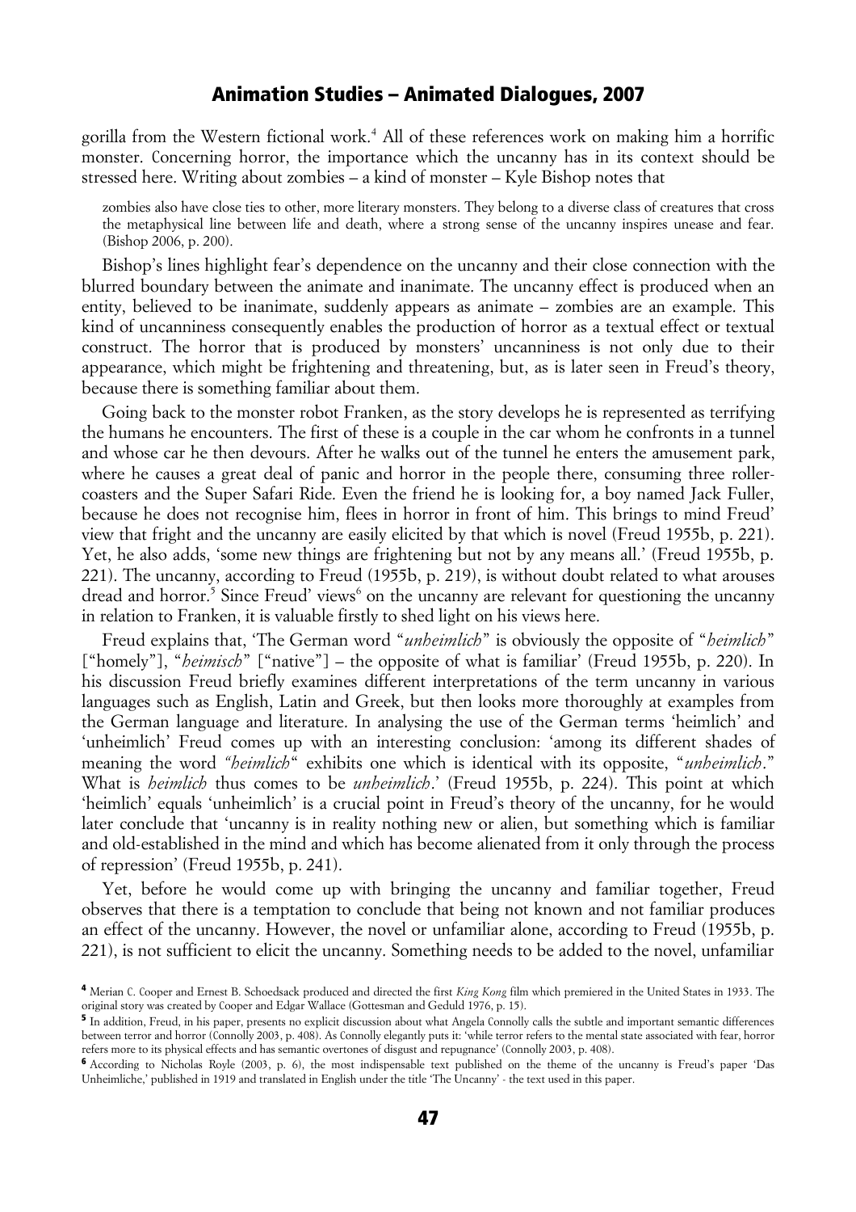gorilla from the Western fictional work.[4] All of these references work on making him a horrific monster. Concerning horror, the importance which the uncanny has in its context should be stressed here. Writing about zombies – a kind of monster – Kyle Bishop notes that

> zombies also have close ties to other, more literary monsters. They belong to a diverse class of creatures that cross the metaphysical line between life and death, where a strong sense of the uncanny inspires unease and fear. (Bishop 2006, p. 200).

Bishop's lines highlight fear's dependence on the uncanny and their close connection with the blurred boundary between the animate and inanimate. The uncanny effect is produced when an entity, believed to be inanimate, suddenly appears as animate – zombies are an example. This kind of uncanniness consequently enables the production of horror as a textual effect or textual construct. The horror that is produced by monsters' uncanniness is not only due to their appearance, which might be frightening and threatening, but, as is later seen in Freud's theory, because there is something familiar about them.

Going back to the monster robot Franken, as the story develops he is represented as terrifying the humans he encounters. The first of these is a couple in the car whom he confronts in a tunnel and whose car he then devours. After he walks out of the tunnel he enters the amusement park, where he causes a great deal of panic and horror in the people there, consuming three roller-coasters and the Super Safari Ride. Even the friend he is looking for, a boy named Jack Fuller, because he does not recognise him, flees in horror in front of him. This brings to mind Freud' view that fright and the uncanny are easily elicited by that which is novel (Freud 1955b, p. 221). Yet, he also adds, 'some new things are frightening but not by any means all.' (Freud 1955b, p. 221). The uncanny, according to Freud (1955b, p. 219), is without doubt related to what arouses dread and horror.[5] Since Freud' views[6] on the uncanny are relevant for questioning the uncanny in relation to Franken, it is valuable firstly to shed light on his views here.

Freud explains that, 'The German word "*unheimlich*" is obviously the opposite of "*heimlich*" ["homely"], "*heimisch*" ["native"] – the opposite of what is familiar' (Freud 1955b, p. 220). In his discussion Freud briefly examines different interpretations of the term uncanny in various languages such as English, Latin and Greek, but then looks more thoroughly at examples from the German language and literature. In analysing the use of the German terms 'heimlich' and 'unheimlich' Freud comes up with an interesting conclusion: 'among its different shades of meaning the word *"heimlich"* exhibits one which is identical with its opposite, "*unheimlich*." What is *heimlich* thus comes to be *unheimlich*.' (Freud 1955b, p. 224). This point at which 'heimlich' equals 'unheimlich' is a crucial point in Freud's theory of the uncanny, for he would later conclude that 'uncanny is in reality nothing new or alien, but something which is familiar and old-established in the mind and which has become alienated from it only through the process of repression' (Freud 1955b, p. 241).

Yet, before he would come up with bringing the uncanny and familiar together, Freud observes that there is a temptation to conclude that being not known and not familiar produces an effect of the uncanny. However, the novel or unfamiliar alone, according to Freud (1955b, p. 221), is not sufficient to elicit the uncanny. Something needs to be added to the novel, unfamiliar

---

[4] Merian C. Cooper and Ernest B. Schoedsack produced and directed the first *King Kong* film which premiered in the United States in 1933. The original story was created by Cooper and Edgar Wallace (Gottesman and Geduld 1976, p. 15).

[5] In addition, Freud, in his paper, presents no explicit discussion about what Angela Connolly calls the subtle and important semantic differences between terror and horror (Connolly 2003, p. 408). As Connolly elegantly puts it: 'while terror refers to the mental state associated with fear, horror refers more to its physical effects and has semantic overtones of disgust and repugnance' (Connolly 2003, p. 408).

[6] According to Nicholas Royle (2003, p. 6), the most indispensable text published on the theme of the uncanny is Freud's paper 'Das Unheimliche,' published in 1919 and translated in English under the title 'The Uncanny' - the text used in this paper.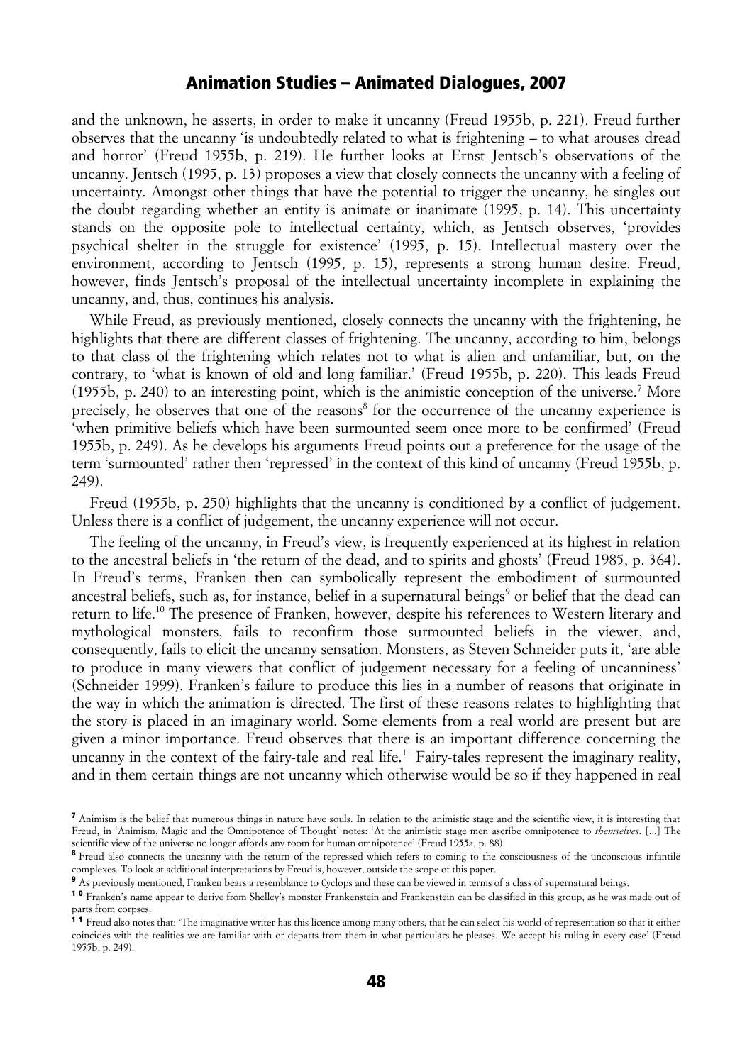and the unknown, he asserts, in order to make it uncanny (Freud 1955b, p. 221). Freud further observes that the uncanny 'is undoubtedly related to what is frightening – to what arouses dread and horror' (Freud 1955b, p. 219). He further looks at Ernst Jentsch's observations of the uncanny. Jentsch (1995, p. 13) proposes a view that closely connects the uncanny with a feeling of uncertainty. Amongst other things that have the potential to trigger the uncanny, he singles out the doubt regarding whether an entity is animate or inanimate (1995, p. 14). This uncertainty stands on the opposite pole to intellectual certainty, which, as Jentsch observes, 'provides psychical shelter in the struggle for existence' (1995, p. 15). Intellectual mastery over the environment, according to Jentsch (1995, p. 15), represents a strong human desire. Freud, however, finds Jentsch's proposal of the intellectual uncertainty incomplete in explaining the uncanny, and, thus, continues his analysis.

While Freud, as previously mentioned, closely connects the uncanny with the frightening, he highlights that there are different classes of frightening. The uncanny, according to him, belongs to that class of the frightening which relates not to what is alien and unfamiliar, but, on the contrary, to 'what is known of old and long familiar.' (Freud 1955b, p. 220). This leads Freud (1955b, p. 240) to an interesting point, which is the animistic conception of the universe.[7] More precisely, he observes that one of the reasons[8] for the occurrence of the uncanny experience is 'when primitive beliefs which have been surmounted seem once more to be confirmed' (Freud 1955b, p. 249). As he develops his arguments Freud points out a preference for the usage of the term 'surmounted' rather then 'repressed' in the context of this kind of uncanny (Freud 1955b, p. 249).

Freud (1955b, p. 250) highlights that the uncanny is conditioned by a conflict of judgement. Unless there is a conflict of judgement, the uncanny experience will not occur.

The feeling of the uncanny, in Freud's view, is frequently experienced at its highest in relation to the ancestral beliefs in 'the return of the dead, and to spirits and ghosts' (Freud 1985, p. 364). In Freud's terms, Franken then can symbolically represent the embodiment of surmounted ancestral beliefs, such as, for instance, belief in a supernatural beings[9] or belief that the dead can return to life.[10] The presence of Franken, however, despite his references to Western literary and mythological monsters, fails to reconfirm those surmounted beliefs in the viewer, and, consequently, fails to elicit the uncanny sensation. Monsters, as Steven Schneider puts it, 'are able to produce in many viewers that conflict of judgement necessary for a feeling of uncanniness' (Schneider 1999). Franken's failure to produce this lies in a number of reasons that originate in the way in which the animation is directed. The first of these reasons relates to highlighting that the story is placed in an imaginary world. Some elements from a real world are present but are given a minor importance. Freud observes that there is an important difference concerning the uncanny in the context of the fairy-tale and real life.[11] Fairy-tales represent the imaginary reality, and in them certain things are not uncanny which otherwise would be so if they happened in real

---

[7] Animism is the belief that numerous things in nature have souls. In relation to the animistic stage and the scientific view, it is interesting that Freud, in 'Animism, Magic and the Omnipotence of Thought' notes: 'At the animistic stage men ascribe omnipotence to *themselves*. [...] The scientific view of the universe no longer affords any room for human omnipotence' (Freud 1955a, p. 88).

[8] Freud also connects the uncanny with the return of the repressed which refers to coming to the consciousness of the unconscious infantile complexes. To look at additional interpretations by Freud is, however, outside the scope of this paper.

[9] As previously mentioned, Franken bears a resemblance to Cyclops and these can be viewed in terms of a class of supernatural beings.

[10] Franken's name appear to derive from Shelley's monster Frankenstein and Frankenstein can be classified in this group, as he was made out of parts from corpses.

[11] Freud also notes that: 'The imaginative writer has this licence among many others, that he can select his world of representation so that it either coincides with the realities we are familiar with or departs from them in what particulars he pleases. We accept his ruling in every case' (Freud 1955b, p. 249).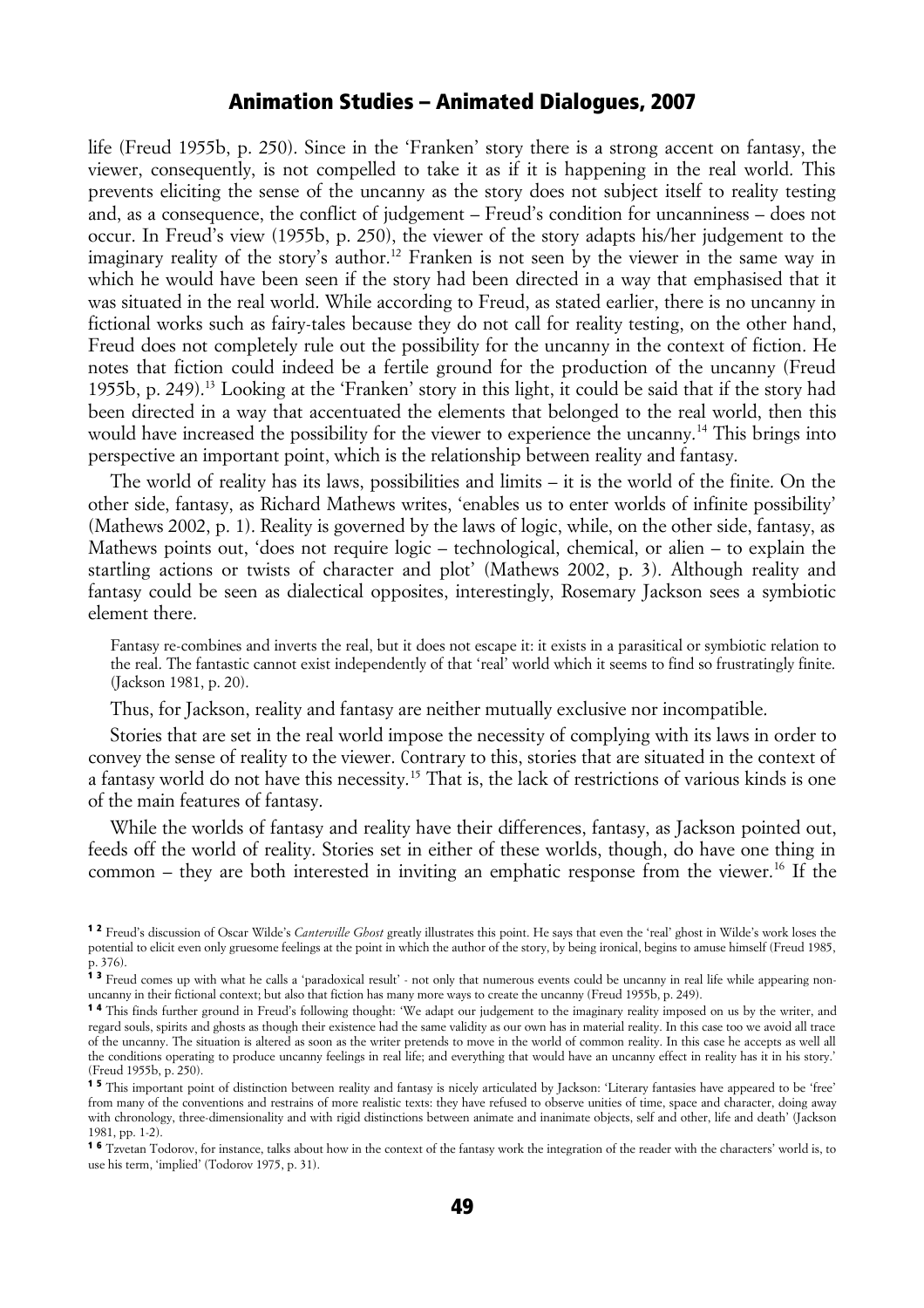life (Freud 1955b, p. 250). Since in the 'Franken' story there is a strong accent on fantasy, the viewer, consequently, is not compelled to take it as if it is happening in the real world. This prevents eliciting the sense of the uncanny as the story does not subject itself to reality testing and, as a consequence, the conflict of judgement – Freud's condition for uncanniness – does not occur. In Freud's view (1955b, p. 250), the viewer of the story adapts his/her judgement to the imaginary reality of the story's author.[12] Franken is not seen by the viewer in the same way in which he would have been seen if the story had been directed in a way that emphasised that it was situated in the real world. While according to Freud, as stated earlier, there is no uncanny in fictional works such as fairy-tales because they do not call for reality testing, on the other hand, Freud does not completely rule out the possibility for the uncanny in the context of fiction. He notes that fiction could indeed be a fertile ground for the production of the uncanny (Freud 1955b, p. 249).[13] Looking at the 'Franken' story in this light, it could be said that if the story had been directed in a way that accentuated the elements that belonged to the real world, then this would have increased the possibility for the viewer to experience the uncanny.[14] This brings into perspective an important point, which is the relationship between reality and fantasy.

The world of reality has its laws, possibilities and limits – it is the world of the finite. On the other side, fantasy, as Richard Mathews writes, 'enables us to enter worlds of infinite possibility' (Mathews 2002, p. 1). Reality is governed by the laws of logic, while, on the other side, fantasy, as Mathews points out, 'does not require logic – technological, chemical, or alien – to explain the startling actions or twists of character and plot' (Mathews 2002, p. 3). Although reality and fantasy could be seen as dialectical opposites, interestingly, Rosemary Jackson sees a symbiotic element there.

> Fantasy re-combines and inverts the real, but it does not escape it: it exists in a parasitical or symbiotic relation to the real. The fantastic cannot exist independently of that 'real' world which it seems to find so frustratingly finite. (Jackson 1981, p. 20).

Thus, for Jackson, reality and fantasy are neither mutually exclusive nor incompatible.

Stories that are set in the real world impose the necessity of complying with its laws in order to convey the sense of reality to the viewer. Contrary to this, stories that are situated in the context of a fantasy world do not have this necessity.[15] That is, the lack of restrictions of various kinds is one of the main features of fantasy.

While the worlds of fantasy and reality have their differences, fantasy, as Jackson pointed out, feeds off the world of reality. Stories set in either of these worlds, though, do have one thing in common – they are both interested in inviting an emphatic response from the viewer.[16] If the

---

[12] Freud's discussion of Oscar Wilde's *Canterville Ghost* greatly illustrates this point. He says that even the 'real' ghost in Wilde's work loses the potential to elicit even only gruesome feelings at the point in which the author of the story, by being ironical, begins to amuse himself (Freud 1985, p. 376).

[13] Freud comes up with what he calls a 'paradoxical result' - not only that numerous events could be uncanny in real life while appearing non-uncanny in their fictional context; but also that fiction has many more ways to create the uncanny (Freud 1955b, p. 249).

[14] This finds further ground in Freud's following thought: 'We adapt our judgement to the imaginary reality imposed on us by the writer, and regard souls, spirits and ghosts as though their existence had the same validity as our own has in material reality. In this case too we avoid all trace of the uncanny. The situation is altered as soon as the writer pretends to move in the world of common reality. In this case he accepts as well all the conditions operating to produce uncanny feelings in real life; and everything that would have an uncanny effect in reality has it in his story.' (Freud 1955b, p. 250).

[15] This important point of distinction between reality and fantasy is nicely articulated by Jackson: 'Literary fantasies have appeared to be 'free' from many of the conventions and restrains of more realistic texts: they have refused to observe unities of time, space and character, doing away with chronology, three-dimensionality and with rigid distinctions between animate and inanimate objects, self and other, life and death' (Jackson 1981, pp. 1-2).

[16] Tzvetan Todorov, for instance, talks about how in the context of the fantasy work the integration of the reader with the characters' world is, to use his term, 'implied' (Todorov 1975, p. 31).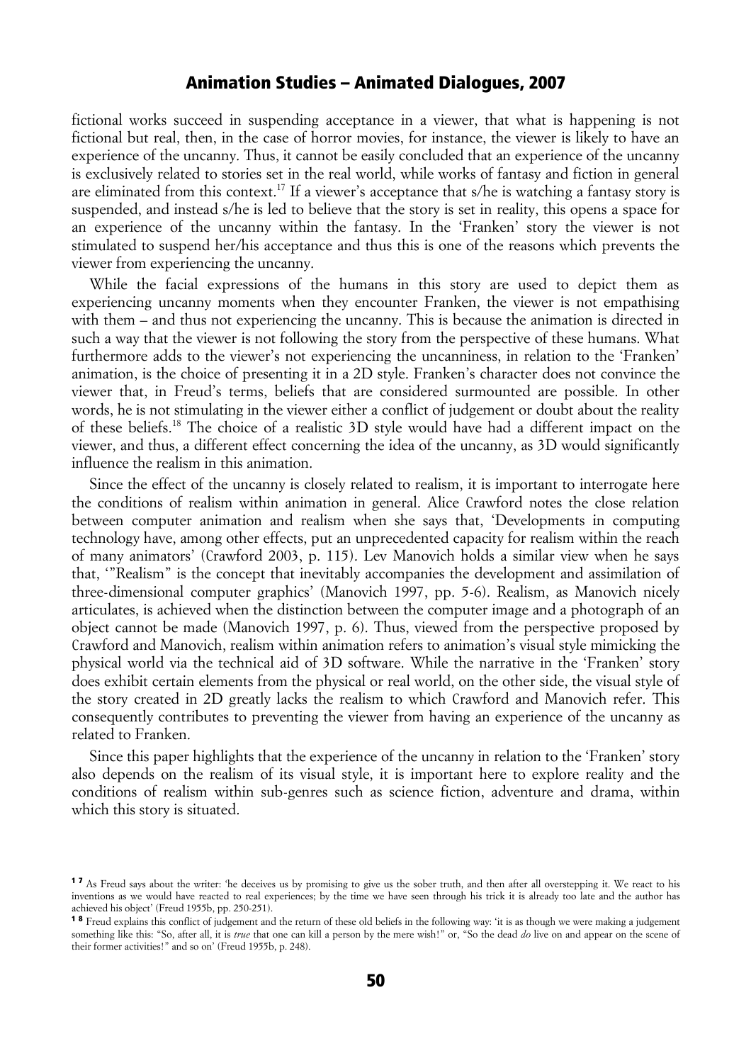fictional works succeed in suspending acceptance in a viewer, that what is happening is not fictional but real, then, in the case of horror movies, for instance, the viewer is likely to have an experience of the uncanny. Thus, it cannot be easily concluded that an experience of the uncanny is exclusively related to stories set in the real world, while works of fantasy and fiction in general are eliminated from this context.[17] If a viewer's acceptance that s/he is watching a fantasy story is suspended, and instead s/he is led to believe that the story is set in reality, this opens a space for an experience of the uncanny within the fantasy. In the 'Franken' story the viewer is not stimulated to suspend her/his acceptance and thus this is one of the reasons which prevents the viewer from experiencing the uncanny.

While the facial expressions of the humans in this story are used to depict them as experiencing uncanny moments when they encounter Franken, the viewer is not empathising with them – and thus not experiencing the uncanny. This is because the animation is directed in such a way that the viewer is not following the story from the perspective of these humans. What furthermore adds to the viewer's not experiencing the uncanniness, in relation to the 'Franken' animation, is the choice of presenting it in a 2D style. Franken's character does not convince the viewer that, in Freud's terms, beliefs that are considered surmounted are possible. In other words, he is not stimulating in the viewer either a conflict of judgement or doubt about the reality of these beliefs.[18] The choice of a realistic 3D style would have had a different impact on the viewer, and thus, a different effect concerning the idea of the uncanny, as 3D would significantly influence the realism in this animation.

Since the effect of the uncanny is closely related to realism, it is important to interrogate here the conditions of realism within animation in general. Alice Crawford notes the close relation between computer animation and realism when she says that, 'Developments in computing technology have, among other effects, put an unprecedented capacity for realism within the reach of many animators' (Crawford 2003, p. 115). Lev Manovich holds a similar view when he says that, '"Realism" is the concept that inevitably accompanies the development and assimilation of three-dimensional computer graphics' (Manovich 1997, pp. 5-6). Realism, as Manovich nicely articulates, is achieved when the distinction between the computer image and a photograph of an object cannot be made (Manovich 1997, p. 6). Thus, viewed from the perspective proposed by Crawford and Manovich, realism within animation refers to animation's visual style mimicking the physical world via the technical aid of 3D software. While the narrative in the 'Franken' story does exhibit certain elements from the physical or real world, on the other side, the visual style of the story created in 2D greatly lacks the realism to which Crawford and Manovich refer. This consequently contributes to preventing the viewer from having an experience of the uncanny as related to Franken.

Since this paper highlights that the experience of the uncanny in relation to the 'Franken' story also depends on the realism of its visual style, it is important here to explore reality and the conditions of realism within sub-genres such as science fiction, adventure and drama, within which this story is situated.

---

[17] As Freud says about the writer: 'he deceives us by promising to give us the sober truth, and then after all overstepping it. We react to his inventions as we would have reacted to real experiences; by the time we have seen through his trick it is already too late and the author has achieved his object' (Freud 1955b, pp. 250-251).

[18] Freud explains this conflict of judgement and the return of these old beliefs in the following way: 'it is as though we were making a judgement something like this: "So, after all, it is *true* that one can kill a person by the mere wish!" or, "So the dead *do* live on and appear on the scene of their former activities!" and so on' (Freud 1955b, p. 248).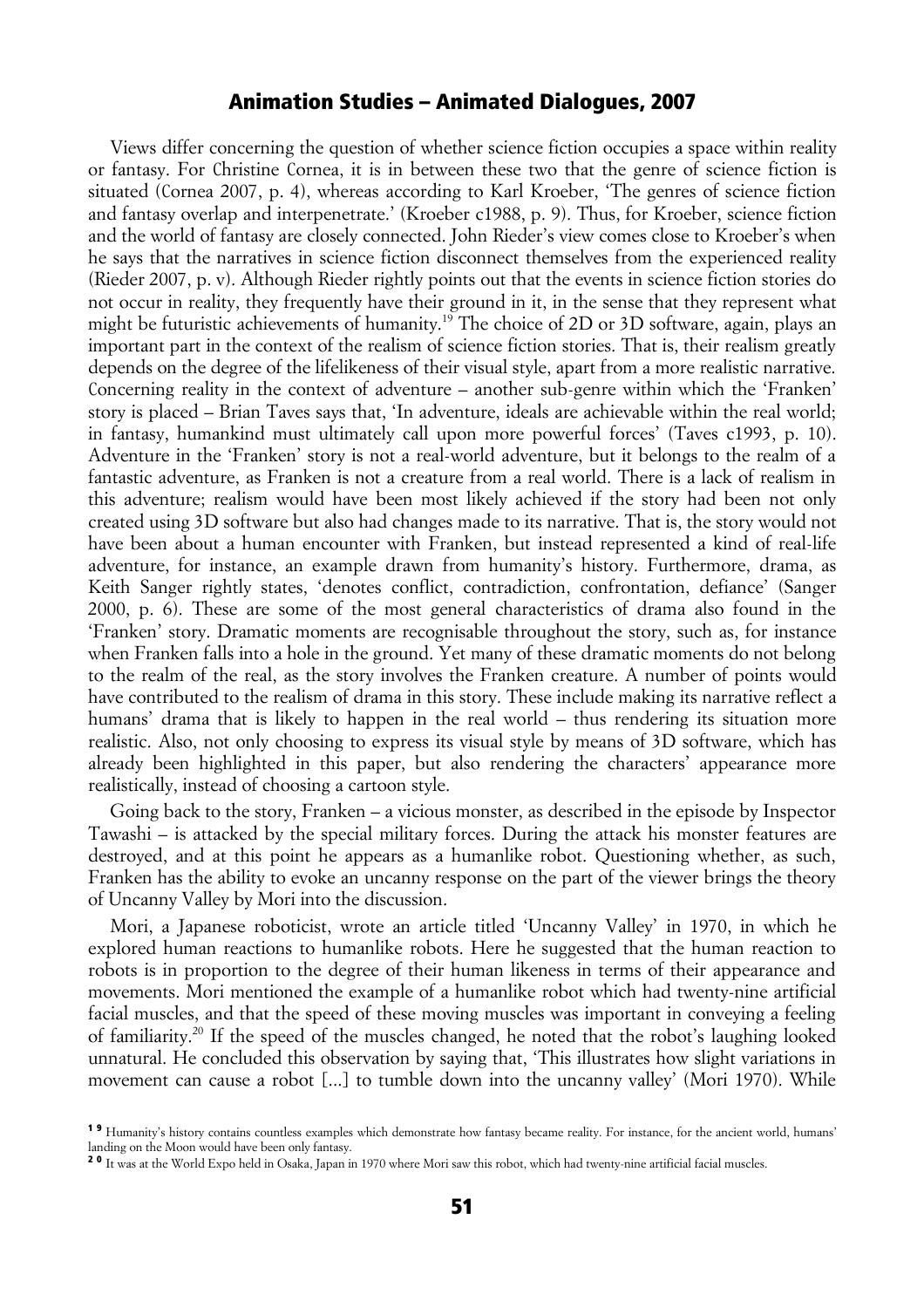Views differ concerning the question of whether science fiction occupies a space within reality or fantasy. For Christine Cornea, it is in between these two that the genre of science fiction is situated (Cornea 2007, p. 4), whereas according to Karl Kroeber, 'The genres of science fiction and fantasy overlap and interpenetrate.' (Kroeber c1988, p. 9). Thus, for Kroeber, science fiction and the world of fantasy are closely connected. John Rieder's view comes close to Kroeber's when he says that the narratives in science fiction disconnect themselves from the experienced reality (Rieder 2007, p. v). Although Rieder rightly points out that the events in science fiction stories do not occur in reality, they frequently have their ground in it, in the sense that they represent what might be futuristic achievements of humanity.[19] The choice of 2D or 3D software, again, plays an important part in the context of the realism of science fiction stories. That is, their realism greatly depends on the degree of the lifelikeness of their visual style, apart from a more realistic narrative. Concerning reality in the context of adventure – another sub-genre within which the 'Franken' story is placed – Brian Taves says that, 'In adventure, ideals are achievable within the real world; in fantasy, humankind must ultimately call upon more powerful forces' (Taves c1993, p. 10). Adventure in the 'Franken' story is not a real-world adventure, but it belongs to the realm of a fantastic adventure, as Franken is not a creature from a real world. There is a lack of realism in this adventure; realism would have been most likely achieved if the story had been not only created using 3D software but also had changes made to its narrative. That is, the story would not have been about a human encounter with Franken, but instead represented a kind of real-life adventure, for instance, an example drawn from humanity's history. Furthermore, drama, as Keith Sanger rightly states, 'denotes conflict, contradiction, confrontation, defiance' (Sanger 2000, p. 6). These are some of the most general characteristics of drama also found in the 'Franken' story. Dramatic moments are recognisable throughout the story, such as, for instance when Franken falls into a hole in the ground. Yet many of these dramatic moments do not belong to the realm of the real, as the story involves the Franken creature. A number of points would have contributed to the realism of drama in this story. These include making its narrative reflect a humans' drama that is likely to happen in the real world – thus rendering its situation more realistic. Also, not only choosing to express its visual style by means of 3D software, which has already been highlighted in this paper, but also rendering the characters' appearance more realistically, instead of choosing a cartoon style.

Going back to the story, Franken – a vicious monster, as described in the episode by Inspector Tawashi – is attacked by the special military forces. During the attack his monster features are destroyed, and at this point he appears as a humanlike robot. Questioning whether, as such, Franken has the ability to evoke an uncanny response on the part of the viewer brings the theory of Uncanny Valley by Mori into the discussion.

Mori, a Japanese roboticist, wrote an article titled 'Uncanny Valley' in 1970, in which he explored human reactions to humanlike robots. Here he suggested that the human reaction to robots is in proportion to the degree of their human likeness in terms of their appearance and movements. Mori mentioned the example of a humanlike robot which had twenty-nine artificial facial muscles, and that the speed of these moving muscles was important in conveying a feeling of familiarity.[20] If the speed of the muscles changed, he noted that the robot's laughing looked unnatural. He concluded this observation by saying that, 'This illustrates how slight variations in movement can cause a robot [...] to tumble down into the uncanny valley' (Mori 1970). While

---

[19] Humanity's history contains countless examples which demonstrate how fantasy became reality. For instance, for the ancient world, humans' landing on the Moon would have been only fantasy.

[20] It was at the World Expo held in Osaka, Japan in 1970 where Mori saw this robot, which had twenty-nine artificial facial muscles.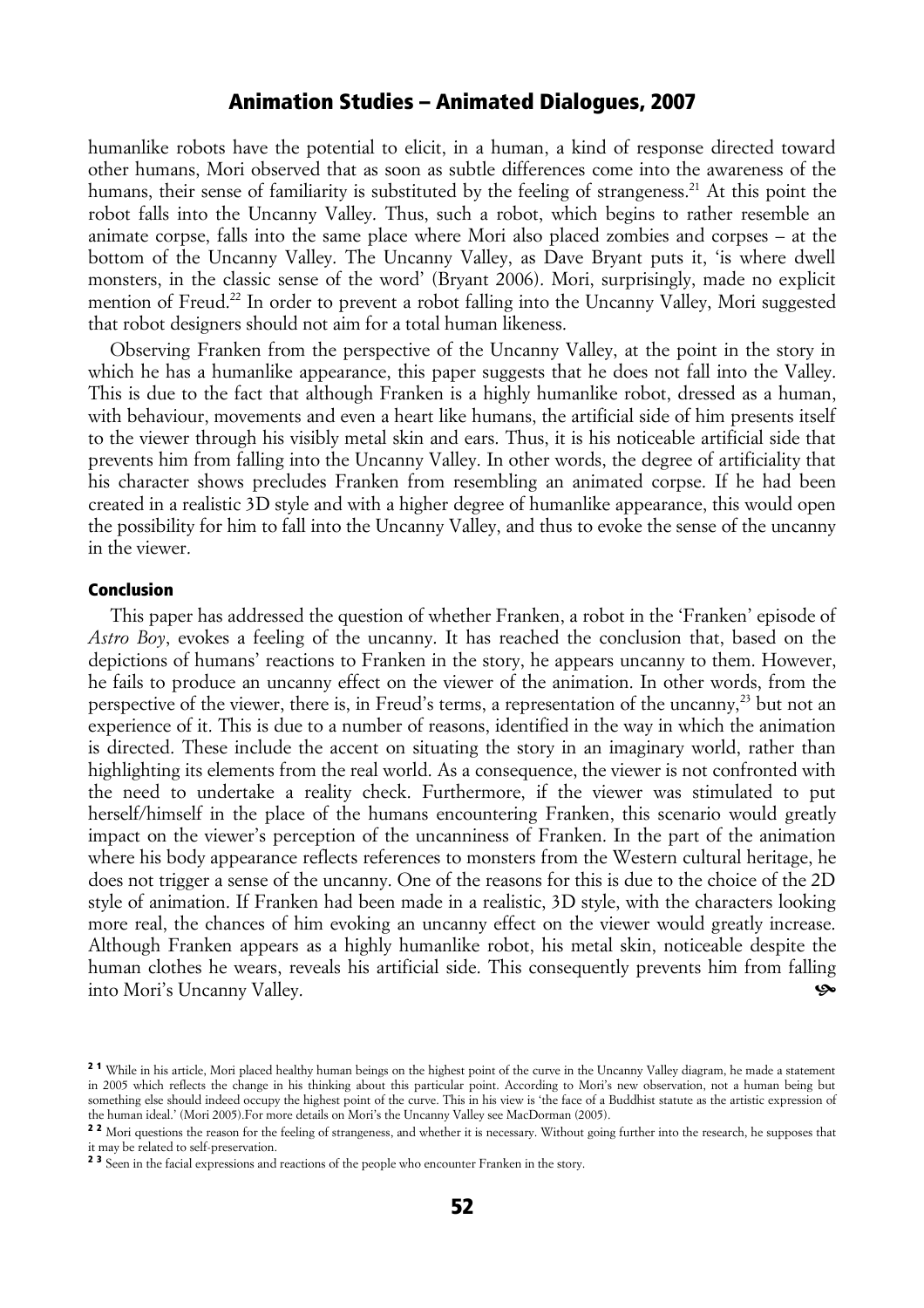humanlike robots have the potential to elicit, in a human, a kind of response directed toward other humans, Mori observed that as soon as subtle differences come into the awareness of the humans, their sense of familiarity is substituted by the feeling of strangeness.[21] At this point the robot falls into the Uncanny Valley. Thus, such a robot, which begins to rather resemble an animate corpse, falls into the same place where Mori also placed zombies and corpses – at the bottom of the Uncanny Valley. The Uncanny Valley, as Dave Bryant puts it, 'is where dwell monsters, in the classic sense of the word' (Bryant 2006). Mori, surprisingly, made no explicit mention of Freud.[22] In order to prevent a robot falling into the Uncanny Valley, Mori suggested that robot designers should not aim for a total human likeness.

Observing Franken from the perspective of the Uncanny Valley, at the point in the story in which he has a humanlike appearance, this paper suggests that he does not fall into the Valley. This is due to the fact that although Franken is a highly humanlike robot, dressed as a human, with behaviour, movements and even a heart like humans, the artificial side of him presents itself to the viewer through his visibly metal skin and ears. Thus, it is his noticeable artificial side that prevents him from falling into the Uncanny Valley. In other words, the degree of artificiality that his character shows precludes Franken from resembling an animated corpse. If he had been created in a realistic 3D style and with a higher degree of humanlike appearance, this would open the possibility for him to fall into the Uncanny Valley, and thus to evoke the sense of the uncanny in the viewer.

#### Conclusion

This paper has addressed the question of whether Franken, a robot in the 'Franken' episode of *Astro Boy*, evokes a feeling of the uncanny. It has reached the conclusion that, based on the depictions of humans' reactions to Franken in the story, he appears uncanny to them. However, he fails to produce an uncanny effect on the viewer of the animation. In other words, from the perspective of the viewer, there is, in Freud's terms, a representation of the uncanny,[23] but not an experience of it. This is due to a number of reasons, identified in the way in which the animation is directed. These include the accent on situating the story in an imaginary world, rather than highlighting its elements from the real world. As a consequence, the viewer is not confronted with the need to undertake a reality check. Furthermore, if the viewer was stimulated to put herself/himself in the place of the humans encountering Franken, this scenario would greatly impact on the viewer's perception of the uncanniness of Franken. In the part of the animation where his body appearance reflects references to monsters from the Western cultural heritage, he does not trigger a sense of the uncanny. One of the reasons for this is due to the choice of the 2D style of animation. If Franken had been made in a realistic, 3D style, with the characters looking more real, the chances of him evoking an uncanny effect on the viewer would greatly increase. Although Franken appears as a highly humanlike robot, his metal skin, noticeable despite the human clothes he wears, reveals his artificial side. This consequently prevents him from falling into Mori's Uncanny Valley.

---

[21] While in his article, Mori placed healthy human beings on the highest point of the curve in the Uncanny Valley diagram, he made a statement in 2005 which reflects the change in his thinking about this particular point. According to Mori's new observation, not a human being but something else should indeed occupy the highest point of the curve. This in his view is 'the face of a Buddhist statute as the artistic expression of the human ideal.' (Mori 2005).For more details on Mori's the Uncanny Valley see MacDorman (2005).

[22] Mori questions the reason for the feeling of strangeness, and whether it is necessary. Without going further into the research, he supposes that it may be related to self-preservation.

[23] Seen in the facial expressions and reactions of the people who encounter Franken in the story.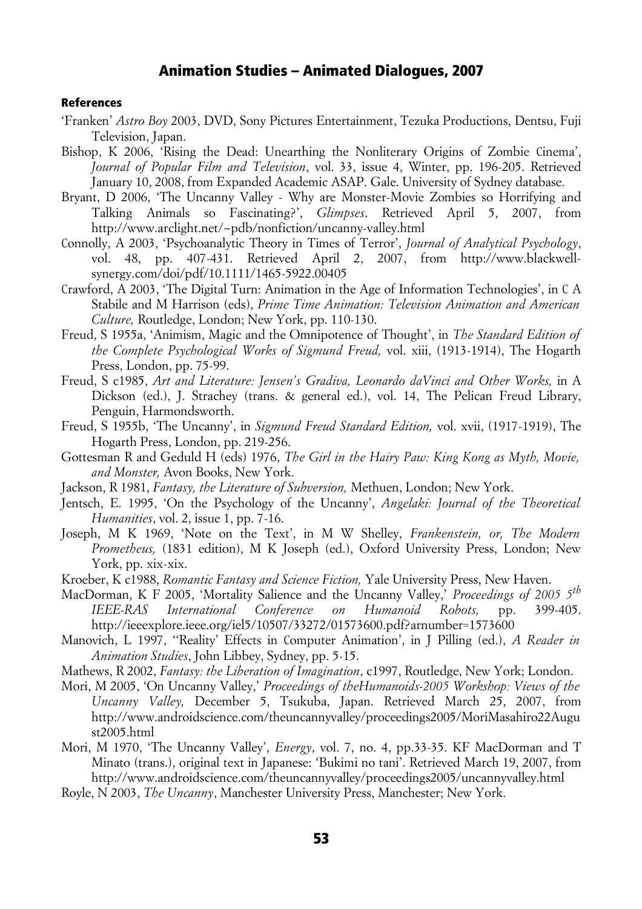## References

'Franken' *Astro Boy* 2003, DVD, Sony Pictures Entertainment, Tezuka Productions, Dentsu, Fuji Television, Japan.

Bishop, K 2006, 'Rising the Dead: Unearthing the Nonliterary Origins of Zombie Cinema', *Journal of Popular Film and Television*, vol. 33, issue 4, Winter, pp. 196-205. Retrieved January 10, 2008, from Expanded Academic ASAP. Gale. University of Sydney database.

Bryant, D 2006, 'The Uncanny Valley - Why are Monster-Movie Zombies so Horrifying and Talking Animals so Fascinating?', *Glimpses*. Retrieved April 5, 2007, from http://www.arclight.net/~pdb/nonfiction/uncanny-valley.html

Connolly, A 2003, 'Psychoanalytic Theory in Times of Terror', *Journal of Analytical Psychology*, vol. 48, pp. 407-431. Retrieved April 2, 2007, from http://www.blackwell-synergy.com/doi/pdf/10.1111/1465-5922.00405

Crawford, A 2003, 'The Digital Turn: Animation in the Age of Information Technologies', in C A Stabile and M Harrison (eds), *Prime Time Animation: Television Animation and American Culture,* Routledge, London; New York, pp. 110-130.

Freud, S 1955a, 'Animism, Magic and the Omnipotence of Thought', in *The Standard Edition of the Complete Psychological Works of Sigmund Freud,* vol. xiii, (1913-1914), The Hogarth Press, London, pp. 75-99.

Freud, S c1985, *Art and Literature: Jensen's Gradiva, Leonardo daVinci and Other Works,* in A Dickson (ed.), J. Strachey (trans. & general ed.), vol. 14, The Pelican Freud Library, Penguin, Harmondsworth.

Freud, S 1955b, 'The Uncanny', in *Sigmund Freud Standard Edition,* vol. xvii, (1917-1919), The Hogarth Press, London, pp. 219-256.

Gottesman R and Geduld H (eds) 1976, *The Girl in the Hairy Paw: King Kong as Myth, Movie, and Monster,* Avon Books, New York.

Jackson, R 1981, *Fantasy, the Literature of Subversion,* Methuen, London; New York.

Jentsch, E. 1995, 'On the Psychology of the Uncanny', *Angelaki: Journal of the Theoretical Humanities*, vol. 2, issue 1, pp. 7-16.

Joseph, M K 1969, 'Note on the Text', in M W Shelley, *Frankenstein, or, The Modern Prometheus,* (1831 edition), M K Joseph (ed.), Oxford University Press, London; New York, pp. xix-xix.

Kroeber, K c1988, *Romantic Fantasy and Science Fiction,* Yale University Press, New Haven.

MacDorman, K F 2005, 'Mortality Salience and the Uncanny Valley,' *Proceedings of 2005 5th IEEE-RAS International Conference on Humanoid Robots,* pp. 399-405. http://ieeexplore.ieee.org/iel5/10507/33272/01573600.pdf?arnumber=1573600

Manovich, L 1997, ''Reality' Effects in Computer Animation', in J Pilling (ed.), *A Reader in Animation Studies*, John Libbey, Sydney, pp. 5-15.

Mathews, R 2002, *Fantasy: the Liberation of Imagination*, c1997, Routledge, New York; London.

Mori, M 2005, 'On Uncanny Valley,' *Proceedings of theHumanoids-2005 Workshop: Views of the Uncanny Valley,* December 5, Tsukuba, Japan. Retrieved March 25, 2007, from http://www.androidscience.com/theuncannyvalley/proceedings2005/MoriMasahiro22August2005.html

Mori, M 1970, 'The Uncanny Valley', *Energy*, vol. 7, no. 4, pp.33-35. KF MacDorman and T Minato (trans.), original text in Japanese: 'Bukimi no tani'. Retrieved March 19, 2007, from http://www.androidscience.com/theuncannyvalley/proceedings2005/uncannyvalley.html

Royle, N 2003, *The Uncanny*, Manchester University Press, Manchester; New York.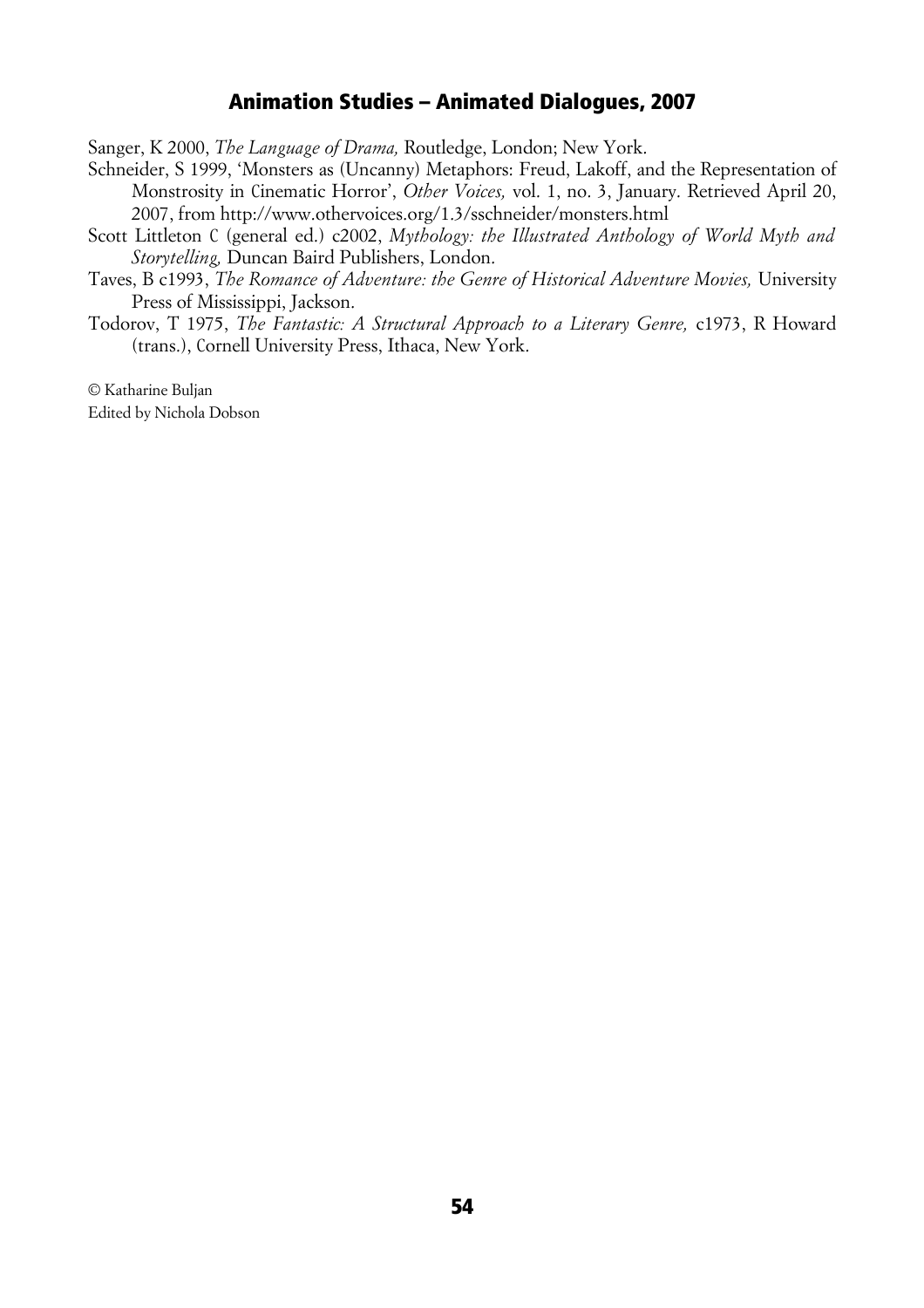Sanger, K 2000, *The Language of Drama,* Routledge, London; New York.

Schneider, S 1999, 'Monsters as (Uncanny) Metaphors: Freud, Lakoff, and the Representation of Monstrosity in Cinematic Horror', *Other Voices,* vol. 1, no. 3, January. Retrieved April 20, 2007, from http://www.othervoices.org/1.3/sschneider/monsters.html

Scott Littleton C (general ed.) c2002, *Mythology: the Illustrated Anthology of World Myth and Storytelling,* Duncan Baird Publishers, London.

Taves, B c1993, *The Romance of Adventure: the Genre of Historical Adventure Movies,* University Press of Mississippi, Jackson.

Todorov, T 1975, *The Fantastic: A Structural Approach to a Literary Genre,* c1973, R Howard (trans.), Cornell University Press, Ithaca, New York.

© Katharine Buljan
Edited by Nichola Dobson